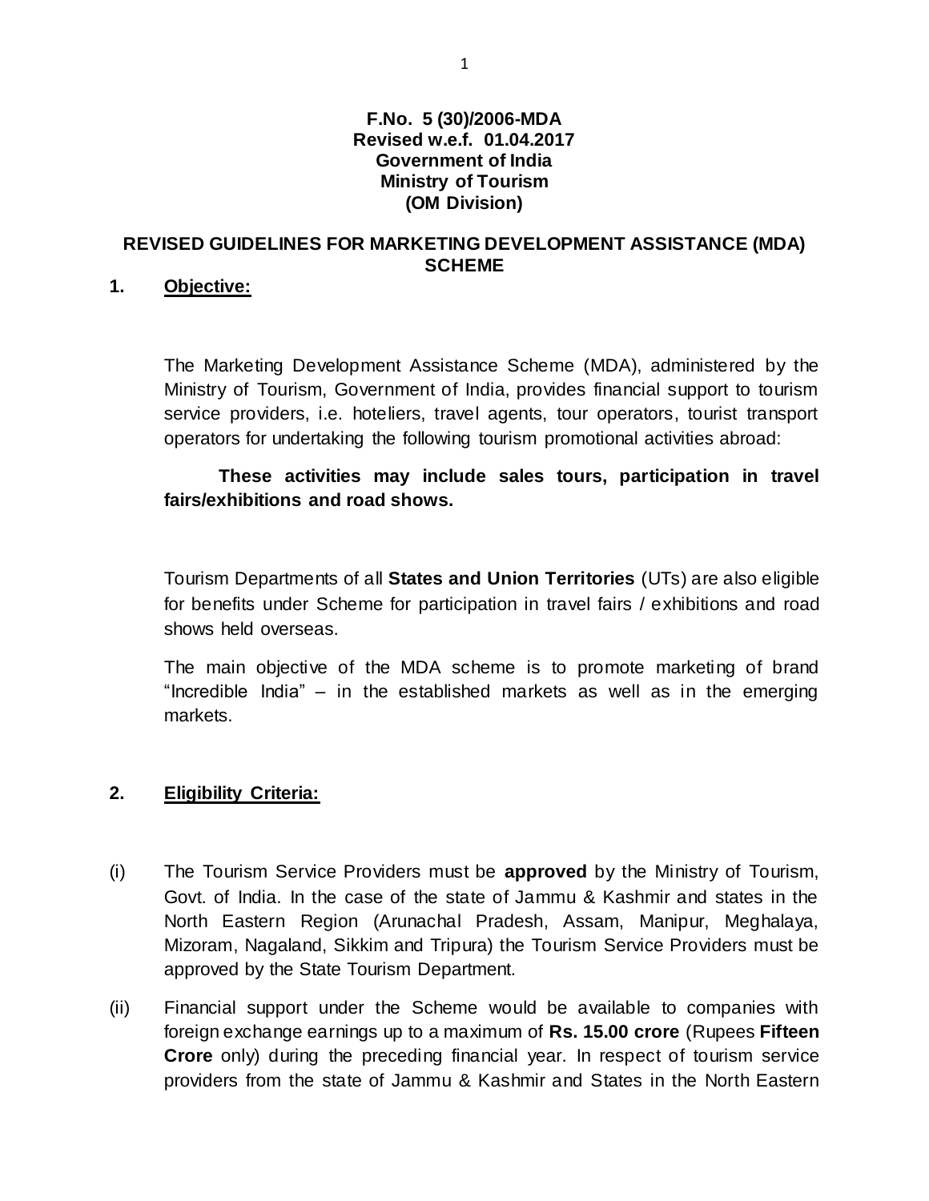**F.No. 5 (30)/2006-MDA**
**Revised w.e.f. 01.04.2017**
**Government of India**
**Ministry of Tourism**
**(OM Division)**

# REVISED GUIDELINES FOR MARKETING DEVELOPMENT ASSISTANCE (MDA) SCHEME

## 1. Objective:

The Marketing Development Assistance Scheme (MDA), administered by the Ministry of Tourism, Government of India, provides financial support to tourism service providers, i.e. hoteliers, travel agents, tour operators, tourist transport operators for undertaking the following tourism promotional activities abroad:

**These activities may include sales tours, participation in travel fairs/exhibitions and road shows.**

Tourism Departments of all **States and Union Territories** (UTs) are also eligible for benefits under Scheme for participation in travel fairs / exhibitions and road shows held overseas.

The main objective of the MDA scheme is to promote marketing of brand "Incredible India" – in the established markets as well as in the emerging markets.

## 2. Eligibility Criteria:

(i) The Tourism Service Providers must be **approved** by the Ministry of Tourism, Govt. of India. In the case of the state of Jammu & Kashmir and states in the North Eastern Region (Arunachal Pradesh, Assam, Manipur, Meghalaya, Mizoram, Nagaland, Sikkim and Tripura) the Tourism Service Providers must be approved by the State Tourism Department.

(ii) Financial support under the Scheme would be available to companies with foreign exchange earnings up to a maximum of **Rs. 15.00 crore** (Rupees **Fifteen Crore** only) during the preceding financial year. In respect of tourism service providers from the state of Jammu & Kashmir and States in the North Eastern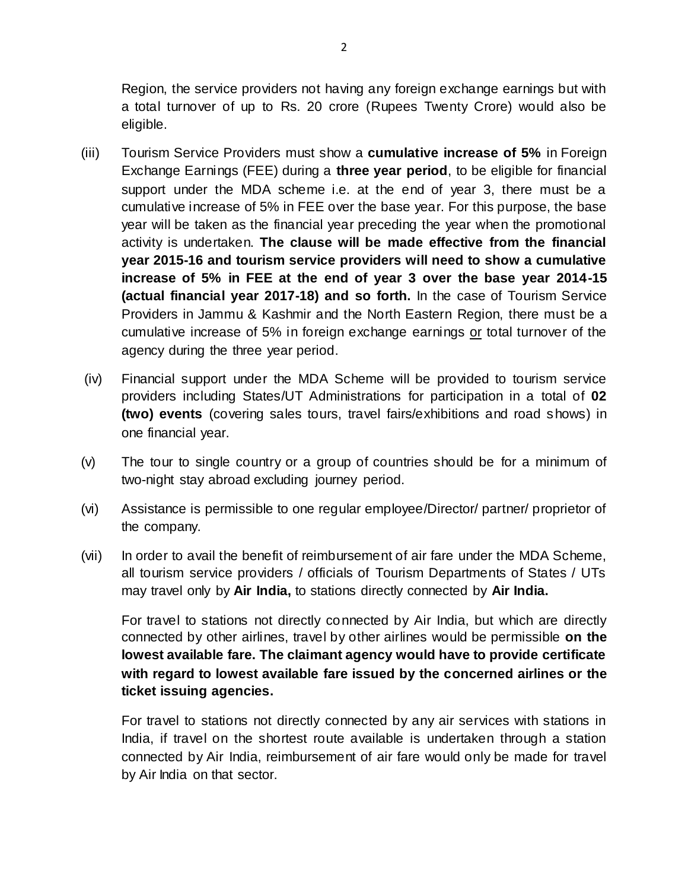Region, the service providers not having any foreign exchange earnings but with a total turnover of up to Rs. 20 crore (Rupees Twenty Crore) would also be eligible.

(iii) Tourism Service Providers must show a **cumulative increase of 5%** in Foreign Exchange Earnings (FEE) during a **three year period**, to be eligible for financial support under the MDA scheme i.e. at the end of year 3, there must be a cumulative increase of 5% in FEE over the base year. For this purpose, the base year will be taken as the financial year preceding the year when the promotional activity is undertaken. **The clause will be made effective from the financial year 2015-16 and tourism service providers will need to show a cumulative increase of 5% in FEE at the end of year 3 over the base year 2014-15 (actual financial year 2017-18) and so forth.** In the case of Tourism Service Providers in Jammu & Kashmir and the North Eastern Region, there must be a cumulative increase of 5% in foreign exchange earnings <u>or</u> total turnover of the agency during the three year period.

(iv) Financial support under the MDA Scheme will be provided to tourism service providers including States/UT Administrations for participation in a total of **02 (two) events** (covering sales tours, travel fairs/exhibitions and road shows) in one financial year.

(v) The tour to single country or a group of countries should be for a minimum of two-night stay abroad excluding journey period.

(vi) Assistance is permissible to one regular employee/Director/ partner/ proprietor of the company.

(vii) In order to avail the benefit of reimbursement of air fare under the MDA Scheme, all tourism service providers / officials of Tourism Departments of States / UTs may travel only by **Air India,** to stations directly connected by **Air India.**

For travel to stations not directly connected by Air India, but which are directly connected by other airlines, travel by other airlines would be permissible **on the lowest available fare. The claimant agency would have to provide certificate with regard to lowest available fare issued by the concerned airlines or the ticket issuing agencies.**

For travel to stations not directly connected by any air services with stations in India, if travel on the shortest route available is undertaken through a station connected by Air India, reimbursement of air fare would only be made for travel by Air India on that sector.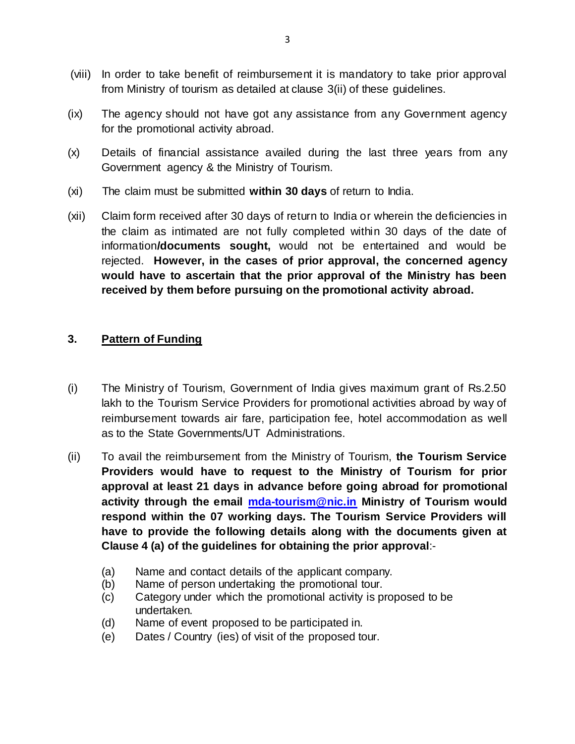(viii) In order to take benefit of reimbursement it is mandatory to take prior approval from Ministry of tourism as detailed at clause 3(ii) of these guidelines.

(ix) The agency should not have got any assistance from any Government agency for the promotional activity abroad.

(x) Details of financial assistance availed during the last three years from any Government agency & the Ministry of Tourism.

(xi) The claim must be submitted **within 30 days** of return to India.

(xii) Claim form received after 30 days of return to India or wherein the deficiencies in the claim as intimated are not fully completed within 30 days of the date of information**/documents sought,** would not be entertained and would be rejected. **However, in the cases of prior approval, the concerned agency would have to ascertain that the prior approval of the Ministry has been received by them before pursuing on the promotional activity abroad.**

## 3. Pattern of Funding

(i) The Ministry of Tourism, Government of India gives maximum grant of Rs.2.50 lakh to the Tourism Service Providers for promotional activities abroad by way of reimbursement towards air fare, participation fee, hotel accommodation as well as to the State Governments/UT Administrations.

(ii) To avail the reimbursement from the Ministry of Tourism, **the Tourism Service Providers would have to request to the Ministry of Tourism for prior approval at least 21 days in advance before going abroad for promotional activity through the email [mda-tourism@nic.in](mailto:mda-tourism@nic.in) Ministry of Tourism would respond within the 07 working days. The Tourism Service Providers will have to provide the following details along with the documents given at Clause 4 (a) of the guidelines for obtaining the prior approval**:-

(a) Name and contact details of the applicant company.
(b) Name of person undertaking the promotional tour.
(c) Category under which the promotional activity is proposed to be undertaken.
(d) Name of event proposed to be participated in.
(e) Dates / Country (ies) of visit of the proposed tour.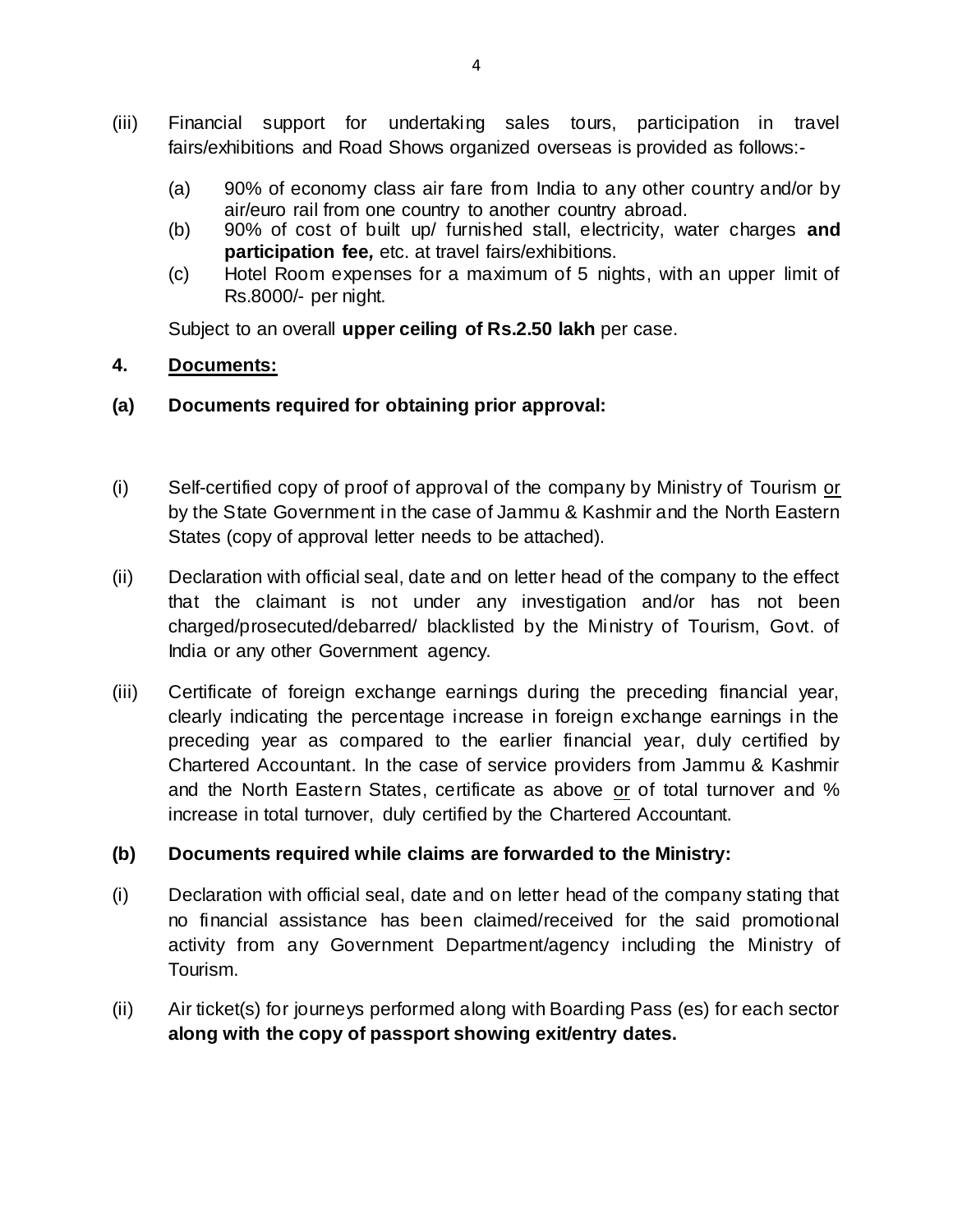(iii) Financial support for undertaking sales tours, participation in travel fairs/exhibitions and Road Shows organized overseas is provided as follows:-

(a) 90% of economy class air fare from India to any other country and/or by air/euro rail from one country to another country abroad.

(b) 90% of cost of built up/ furnished stall, electricity, water charges **and participation fee,** etc. at travel fairs/exhibitions.

(c) Hotel Room expenses for a maximum of 5 nights, with an upper limit of Rs.8000/- per night.

Subject to an overall **upper ceiling of Rs.2.50 lakh** per case.

**4. Documents:**

**(a) Documents required for obtaining prior approval:**

(i) Self-certified copy of proof of approval of the company by Ministry of Tourism or by the State Government in the case of Jammu & Kashmir and the North Eastern States (copy of approval letter needs to be attached).

(ii) Declaration with official seal, date and on letter head of the company to the effect that the claimant is not under any investigation and/or has not been charged/prosecuted/debarred/ blacklisted by the Ministry of Tourism, Govt. of India or any other Government agency.

(iii) Certificate of foreign exchange earnings during the preceding financial year, clearly indicating the percentage increase in foreign exchange earnings in the preceding year as compared to the earlier financial year, duly certified by Chartered Accountant. In the case of service providers from Jammu & Kashmir and the North Eastern States, certificate as above or of total turnover and % increase in total turnover, duly certified by the Chartered Accountant.

**(b) Documents required while claims are forwarded to the Ministry:**

(i) Declaration with official seal, date and on letter head of the company stating that no financial assistance has been claimed/received for the said promotional activity from any Government Department/agency including the Ministry of Tourism.

(ii) Air ticket(s) for journeys performed along with Boarding Pass (es) for each sector **along with the copy of passport showing exit/entry dates.**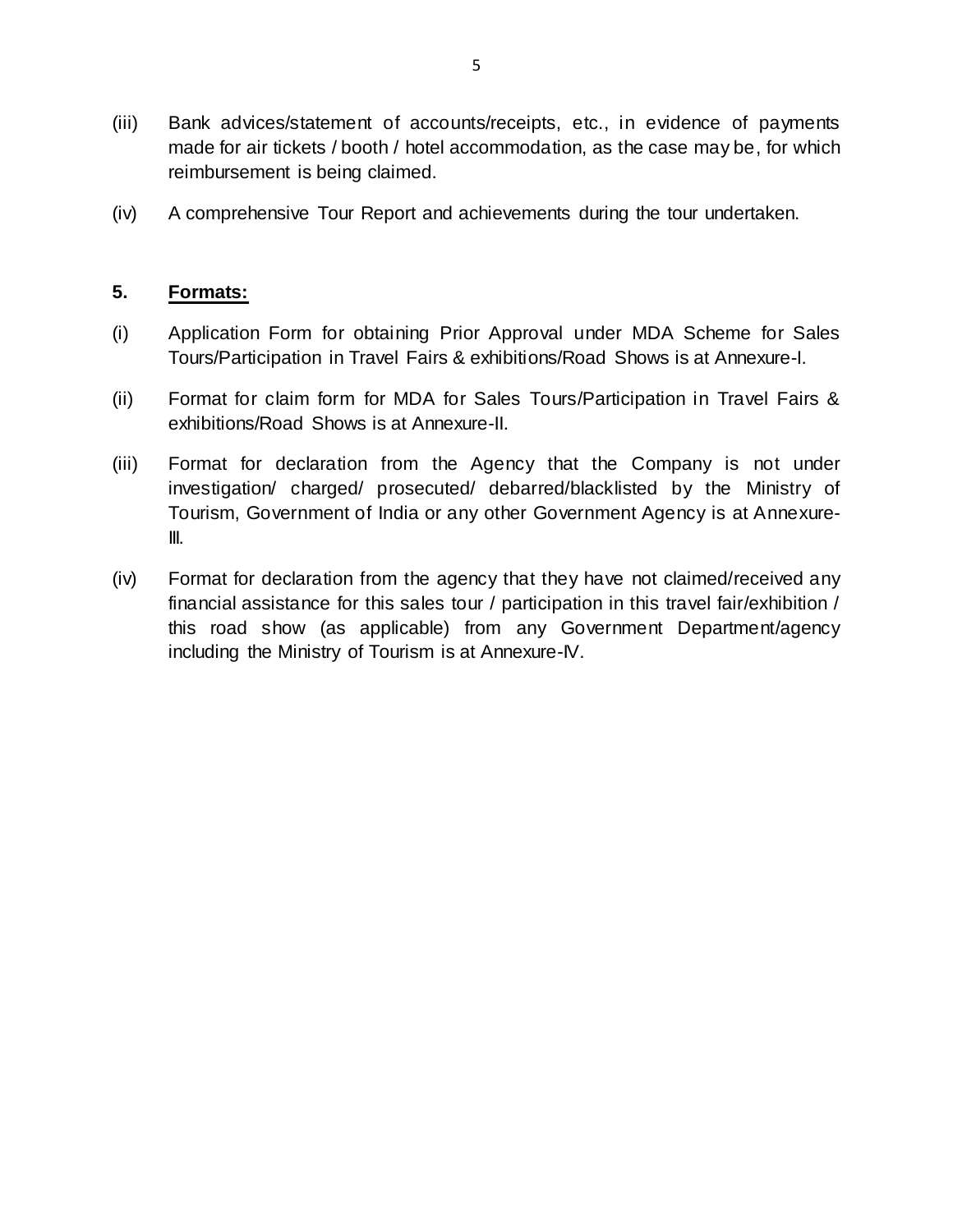(iii) Bank advices/statement of accounts/receipts, etc., in evidence of payments made for air tickets / booth / hotel accommodation, as the case may be, for which reimbursement is being claimed.

(iv) A comprehensive Tour Report and achievements during the tour undertaken.

**5. <u>Formats:</u>**

(i) Application Form for obtaining Prior Approval under MDA Scheme for Sales Tours/Participation in Travel Fairs & exhibitions/Road Shows is at Annexure-I.

(ii) Format for claim form for MDA for Sales Tours/Participation in Travel Fairs & exhibitions/Road Shows is at Annexure-II.

(iii) Format for declaration from the Agency that the Company is not under investigation/ charged/ prosecuted/ debarred/blacklisted by the Ministry of Tourism, Government of India or any other Government Agency is at Annexure-III.

(iv) Format for declaration from the agency that they have not claimed/received any financial assistance for this sales tour / participation in this travel fair/exhibition / this road show (as applicable) from any Government Department/agency including the Ministry of Tourism is at Annexure-IV.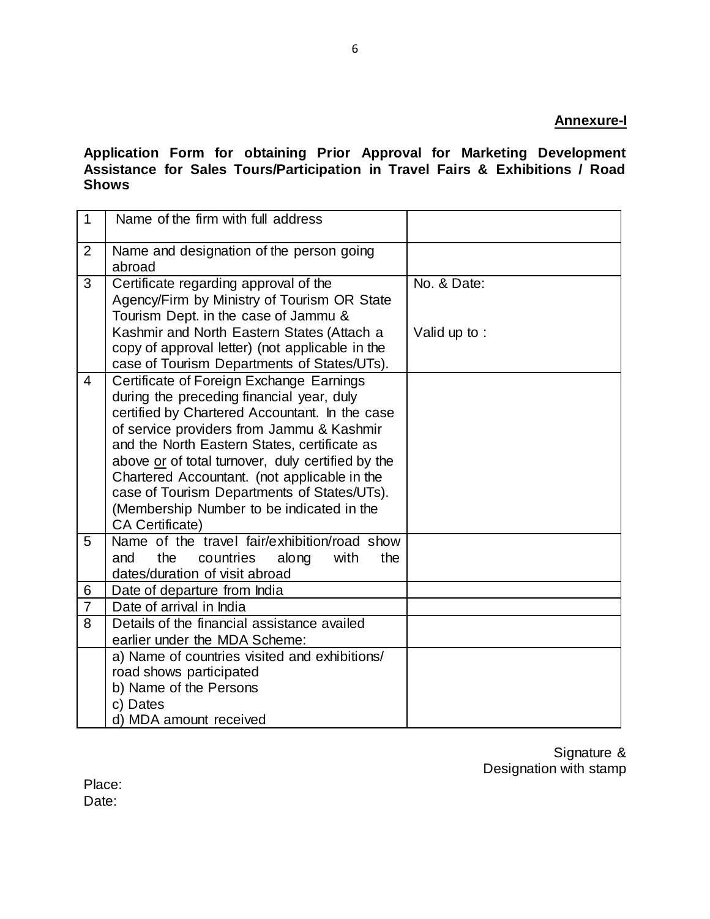**Annexure-I**

**Application Form for obtaining Prior Approval for Marketing Development Assistance for Sales Tours/Participation in Travel Fairs & Exhibitions / Road Shows**

| | | |
|---|---|---|
| 1 | Name of the firm with full address | |
| 2 | Name and designation of the person going abroad | |
| 3 | Certificate regarding approval of the Agency/Firm by Ministry of Tourism OR State Tourism Dept. in the case of Jammu & Kashmir and North Eastern States (Attach a copy of approval letter) (not applicable in the case of Tourism Departments of States/UTs). | No. & Date:<br><br>Valid up to : |
| 4 | Certificate of Foreign Exchange Earnings during the preceding financial year, duly certified by Chartered Accountant. In the case of service providers from Jammu & Kashmir and the North Eastern States, certificate as above <u>or</u> of total turnover, duly certified by the Chartered Accountant. (not applicable in the case of Tourism Departments of States/UTs). (Membership Number to be indicated in the CA Certificate) | |
| 5 | Name of the travel fair/exhibition/road show and the countries along with the dates/duration of visit abroad | |
| 6 | Date of departure from India | |
| 7 | Date of arrival in India | |
| 8 | Details of the financial assistance availed earlier under the MDA Scheme: | |
| | a) Name of countries visited and exhibitions/ road shows participated<br>b) Name of the Persons<br>c) Dates<br>d) MDA amount received | |

Signature &
Designation with stamp

Place:
Date: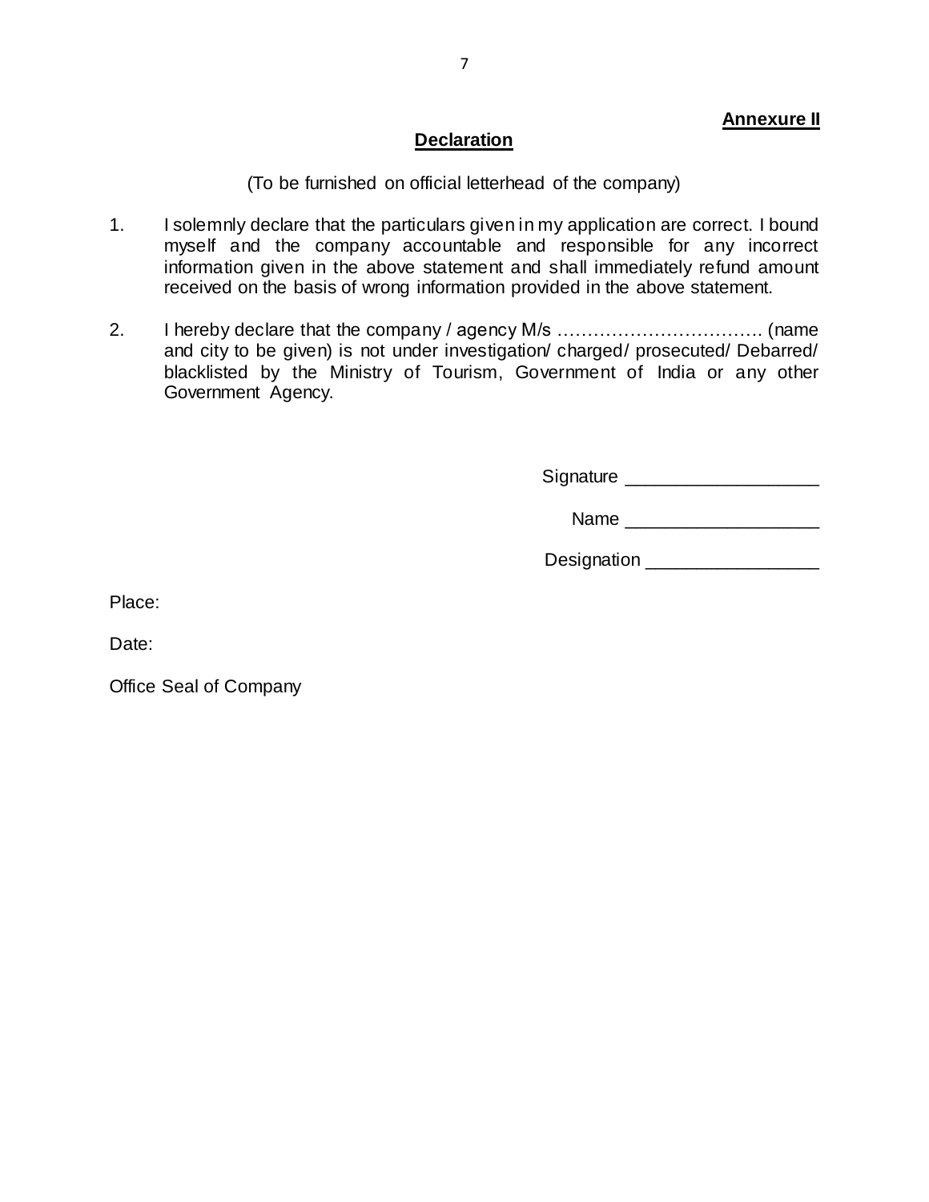**Annexure II**

## **Declaration**

(To be furnished on official letterhead of the company)

1. I solemnly declare that the particulars given in my application are correct. I bound myself and the company accountable and responsible for any incorrect information given in the above statement and shall immediately refund amount received on the basis of wrong information provided in the above statement.

2. I hereby declare that the company / agency M/s ……………………………. (name and city to be given) is not under investigation/ charged/ prosecuted/ Debarred/ blacklisted by the Ministry of Tourism, Government of India or any other Government Agency.

Signature ___________________

Name ___________________

Designation _________________

Place:

Date:

Office Seal of Company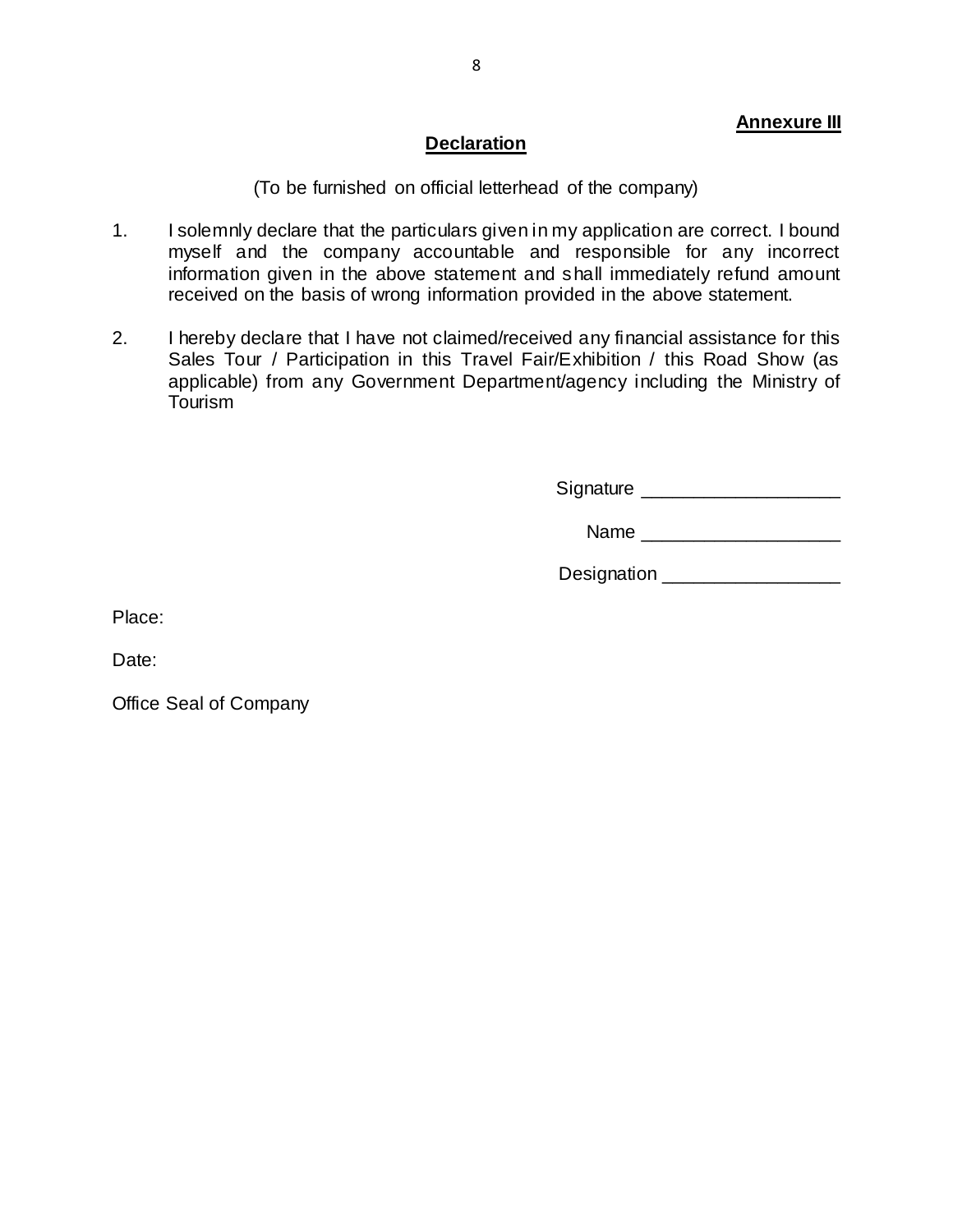**Annexure III**

## Declaration

(To be furnished on official letterhead of the company)

1. I solemnly declare that the particulars given in my application are correct. I bound myself and the company accountable and responsible for any incorrect information given in the above statement and shall immediately refund amount received on the basis of wrong information provided in the above statement.

2. I hereby declare that I have not claimed/received any financial assistance for this Sales Tour / Participation in this Travel Fair/Exhibition / this Road Show (as applicable) from any Government Department/agency including the Ministry of Tourism

Signature ___________________

Name ___________________

Designation _________________

Place:

Date:

Office Seal of Company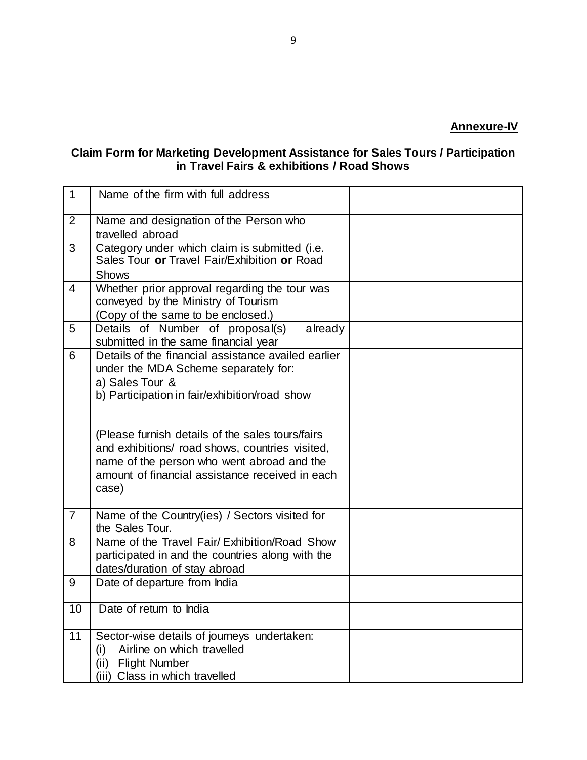**Annexure-IV**

## Claim Form for Marketing Development Assistance for Sales Tours / Participation in Travel Fairs & exhibitions / Road Shows

| | | |
|---|---|---|
| 1 | Name of the firm with full address | |
| 2 | Name and designation of the Person who travelled abroad | |
| 3 | Category under which claim is submitted (i.e. Sales Tour **or** Travel Fair/Exhibition **or** Road Shows | |
| 4 | Whether prior approval regarding the tour was conveyed by the Ministry of Tourism (Copy of the same to be enclosed.) | |
| 5 | Details of Number of proposal(s) already submitted in the same financial year | |
| 6 | Details of the financial assistance availed earlier under the MDA Scheme separately for:<br>a) Sales Tour &<br>b) Participation in fair/exhibition/road show<br><br>(Please furnish details of the sales tours/fairs and exhibitions/ road shows, countries visited, name of the person who went abroad and the amount of financial assistance received in each case) | |
| 7 | Name of the Country(ies) / Sectors visited for the Sales Tour. | |
| 8 | Name of the Travel Fair/ Exhibition/Road Show participated in and the countries along with the dates/duration of stay abroad | |
| 9 | Date of departure from India | |
| 10 | Date of return to India | |
| 11 | Sector-wise details of journeys undertaken:<br>(i) Airline on which travelled<br>(ii) Flight Number<br>(iii) Class in which travelled | |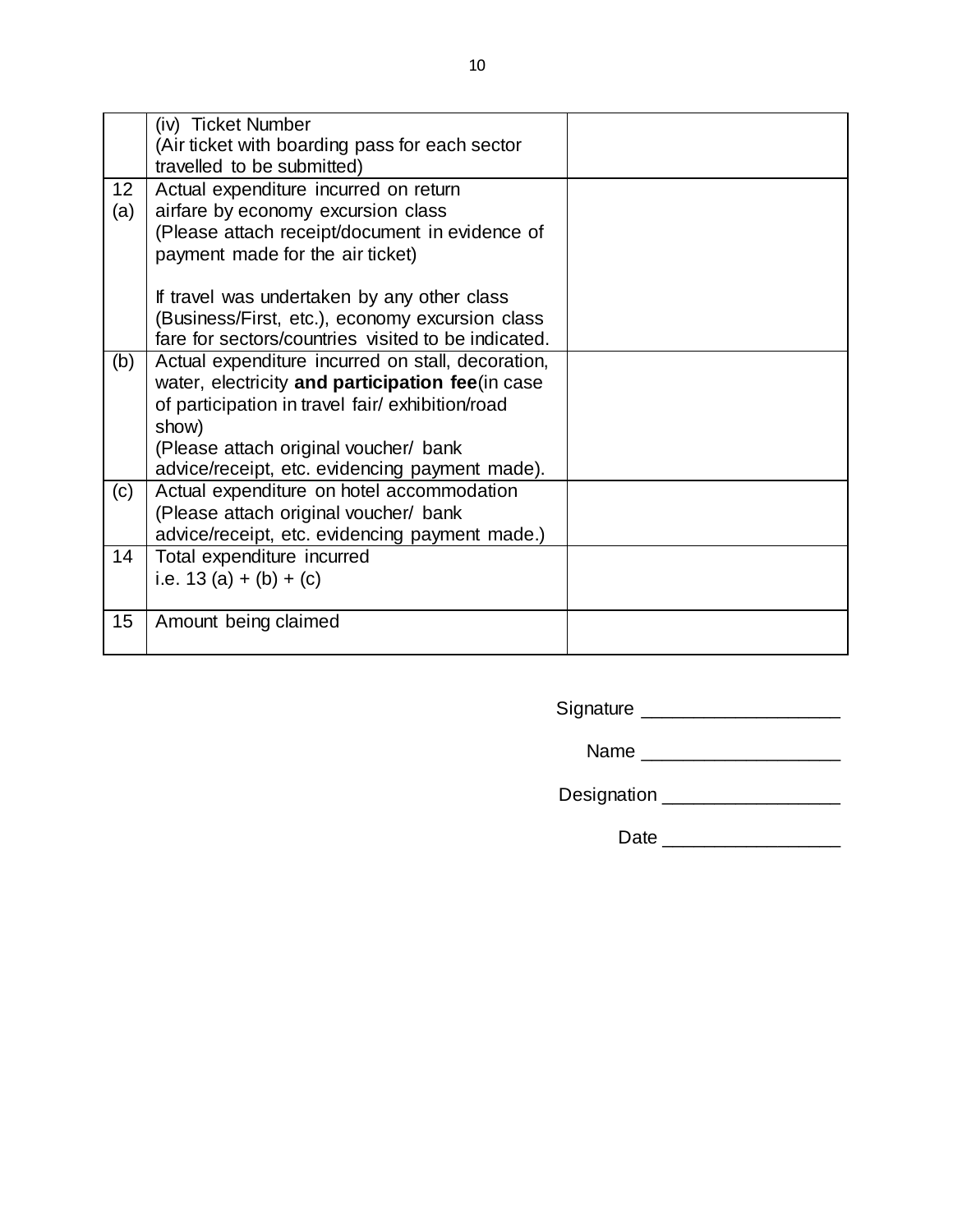| | | |
|---|---|---|
| | (iv) Ticket Number<br>(Air ticket with boarding pass for each sector travelled to be submitted) | |
| 12 (a) | Actual expenditure incurred on return airfare by economy excursion class<br>(Please attach receipt/document in evidence of payment made for the air ticket)<br><br>If travel was undertaken by any other class (Business/First, etc.), economy excursion class fare for sectors/countries visited to be indicated. | |
| (b) | Actual expenditure incurred on stall, decoration, water, electricity **and participation fee**(in case of participation in travel fair/ exhibition/road show)<br>(Please attach original voucher/ bank advice/receipt, etc. evidencing payment made). | |
| (c) | Actual expenditure on hotel accommodation<br>(Please attach original voucher/ bank advice/receipt, etc. evidencing payment made.) | |
| 14 | Total expenditure incurred<br>i.e. 13 (a) + (b) + (c) | |
| 15 | Amount being claimed | |

Signature ___________________

Name ___________________

Designation _________________

Date _________________